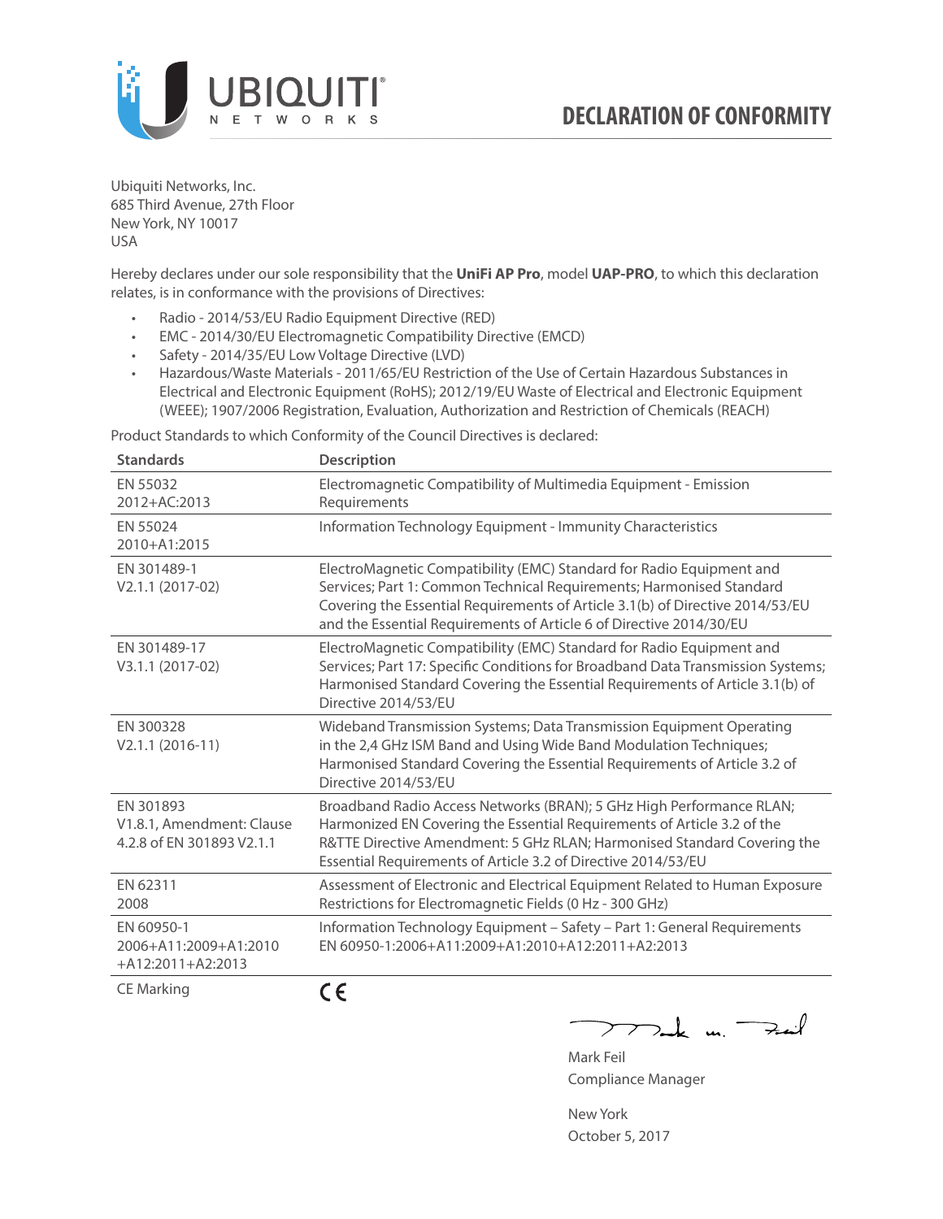# DECLARATION OF CONFORMITY

Ubiquiti Networks, Inc.
685 Third Avenue, 27th Floor
New York, NY 10017
USA

Hereby declares under our sole responsibility that the **UniFi AP Pro**, model **UAP-PRO**, to which this declaration relates, is in conformance with the provisions of Directives:

- Radio - 2014/53/EU Radio Equipment Directive (RED)
- EMC - 2014/30/EU Electromagnetic Compatibility Directive (EMCD)
- Safety - 2014/35/EU Low Voltage Directive (LVD)
- Hazardous/Waste Materials - 2011/65/EU Restriction of the Use of Certain Hazardous Substances in Electrical and Electronic Equipment (RoHS); 2012/19/EU Waste of Electrical and Electronic Equipment (WEEE); 1907/2006 Registration, Evaluation, Authorization and Restriction of Chemicals (REACH)

Product Standards to which Conformity of the Council Directives is declared:

| Standards | Description |
|---|---|
| EN 55032 2012+AC:2013 | Electromagnetic Compatibility of Multimedia Equipment - Emission Requirements |
| EN 55024 2010+A1:2015 | Information Technology Equipment - Immunity Characteristics |
| EN 301489-1 V2.1.1 (2017-02) | ElectroMagnetic Compatibility (EMC) Standard for Radio Equipment and Services; Part 1: Common Technical Requirements; Harmonised Standard Covering the Essential Requirements of Article 3.1(b) of Directive 2014/53/EU and the Essential Requirements of Article 6 of Directive 2014/30/EU |
| EN 301489-17 V3.1.1 (2017-02) | ElectroMagnetic Compatibility (EMC) Standard for Radio Equipment and Services; Part 17: Specific Conditions for Broadband Data Transmission Systems; Harmonised Standard Covering the Essential Requirements of Article 3.1(b) of Directive 2014/53/EU |
| EN 300328 V2.1.1 (2016-11) | Wideband Transmission Systems; Data Transmission Equipment Operating in the 2,4 GHz ISM Band and Using Wide Band Modulation Techniques; Harmonised Standard Covering the Essential Requirements of Article 3.2 of Directive 2014/53/EU |
| EN 301893 V1.8.1, Amendment: Clause 4.2.8 of EN 301893 V2.1.1 | Broadband Radio Access Networks (BRAN); 5 GHz High Performance RLAN; Harmonized EN Covering the Essential Requirements of Article 3.2 of the R&TTE Directive Amendment: 5 GHz RLAN; Harmonised Standard Covering the Essential Requirements of Article 3.2 of Directive 2014/53/EU |
| EN 62311 2008 | Assessment of Electronic and Electrical Equipment Related to Human Exposure Restrictions for Electromagnetic Fields (0 Hz - 300 GHz) |
| EN 60950-1 2006+A11:2009+A1:2010 +A12:2011+A2:2013 | Information Technology Equipment – Safety – Part 1: General Requirements EN 60950-1:2006+A11:2009+A1:2010+A12:2011+A2:2013 |
| CE Marking | CE |

Mark Feil
Compliance Manager

New York
October 5, 2017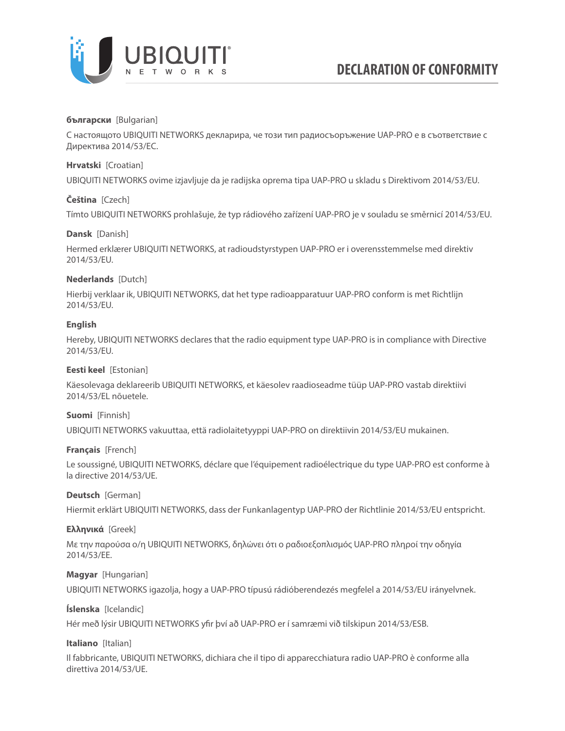# DECLARATION OF CONFORMITY

**български** [Bulgarian]

С настоящото UBIQUITI NETWORKS декларира, че този тип радиосъоръжение UAP-PRO е в съответствие с Директива 2014/53/ЕС.

**Hrvatski** [Croatian]

UBIQUITI NETWORKS ovime izjavljuje da je radijska oprema tipa UAP-PRO u skladu s Direktivom 2014/53/EU.

**Čeština** [Czech]

Tímto UBIQUITI NETWORKS prohlašuje, že typ rádiového zařízení UAP-PRO je v souladu se směrnicí 2014/53/EU.

**Dansk** [Danish]

Hermed erklærer UBIQUITI NETWORKS, at radioudstyrstypen UAP-PRO er i overensstemmelse med direktiv 2014/53/EU.

**Nederlands** [Dutch]

Hierbij verklaar ik, UBIQUITI NETWORKS, dat het type radioapparatuur UAP-PRO conform is met Richtlijn 2014/53/EU.

**English**

Hereby, UBIQUITI NETWORKS declares that the radio equipment type UAP-PRO is in compliance with Directive 2014/53/EU.

**Eesti keel** [Estonian]

Käesolevaga deklareerib UBIQUITI NETWORKS, et käesolev raadioseadme tüüp UAP-PRO vastab direktiivi 2014/53/EL nõuetele.

**Suomi** [Finnish]

UBIQUITI NETWORKS vakuuttaa, että radiolaitetyyppi UAP-PRO on direktiivin 2014/53/EU mukainen.

**Français** [French]

Le soussigné, UBIQUITI NETWORKS, déclare que l'équipement radioélectrique du type UAP-PRO est conforme à la directive 2014/53/UE.

**Deutsch** [German]

Hiermit erklärt UBIQUITI NETWORKS, dass der Funkanlagentyp UAP-PRO der Richtlinie 2014/53/EU entspricht.

**Ελληνικά** [Greek]

Με την παρούσα ο/η UBIQUITI NETWORKS, δηλώνει ότι ο ραδιοεξοπλισμός UAP-PRO πληροί την οδηγία 2014/53/ΕΕ.

**Magyar** [Hungarian]

UBIQUITI NETWORKS igazolja, hogy a UAP-PRO típusú rádióberendezés megfelel a 2014/53/EU irányelvnek.

**Íslenska** [Icelandic]

Hér með lýsir UBIQUITI NETWORKS yfir því að UAP-PRO er í samræmi við tilskipun 2014/53/ESB.

**Italiano** [Italian]

Il fabbricante, UBIQUITI NETWORKS, dichiara che il tipo di apparecchiatura radio UAP-PRO è conforme alla direttiva 2014/53/UE.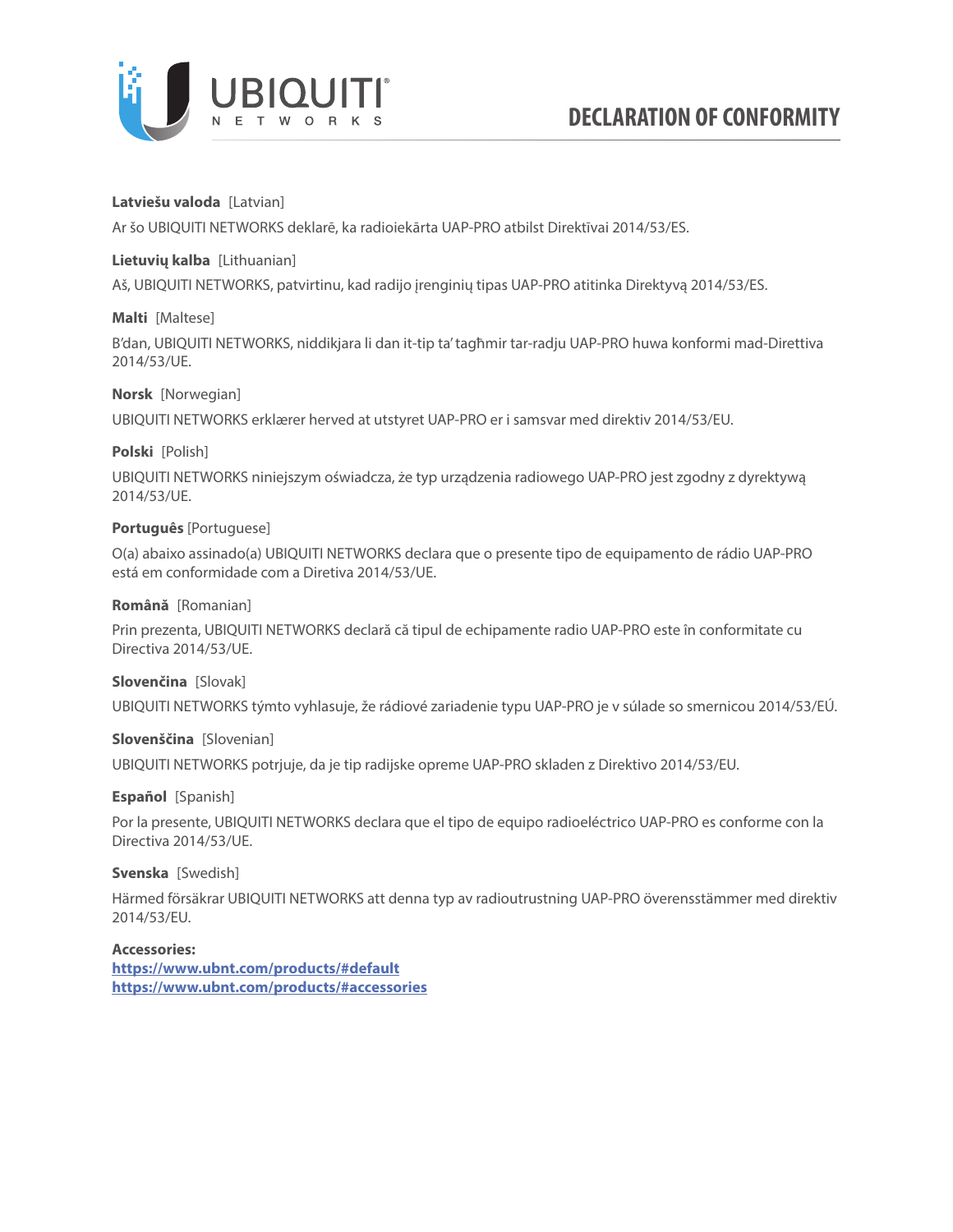**Latviešu valoda** [Latvian]

Ar šo UBIQUITI NETWORKS deklarē, ka radioiekārta UAP-PRO atbilst Direktīvai 2014/53/ES.

**Lietuvių kalba** [Lithuanian]

Aš, UBIQUITI NETWORKS, patvirtinu, kad radijo įrenginių tipas UAP-PRO atitinka Direktyvą 2014/53/ES.

**Malti** [Maltese]

B'dan, UBIQUITI NETWORKS, niddikjara li dan it-tip ta' tagħmir tar-radju UAP-PRO huwa konformi mad-Direttiva 2014/53/UE.

**Norsk** [Norwegian]

UBIQUITI NETWORKS erklærer herved at utstyret UAP-PRO er i samsvar med direktiv 2014/53/EU.

**Polski** [Polish]

UBIQUITI NETWORKS niniejszym oświadcza, że typ urządzenia radiowego UAP-PRO jest zgodny z dyrektywą 2014/53/UE.

**Português** [Portuguese]

O(a) abaixo assinado(a) UBIQUITI NETWORKS declara que o presente tipo de equipamento de rádio UAP-PRO está em conformidade com a Diretiva 2014/53/UE.

**Română** [Romanian]

Prin prezenta, UBIQUITI NETWORKS declară că tipul de echipamente radio UAP-PRO este în conformitate cu Directiva 2014/53/UE.

**Slovenčina** [Slovak]

UBIQUITI NETWORKS týmto vyhlasuje, že rádiové zariadenie typu UAP-PRO je v súlade so smernicou 2014/53/EÚ.

**Slovenščina** [Slovenian]

UBIQUITI NETWORKS potrjuje, da je tip radijske opreme UAP-PRO skladen z Direktivo 2014/53/EU.

**Español** [Spanish]

Por la presente, UBIQUITI NETWORKS declara que el tipo de equipo radioeléctrico UAP-PRO es conforme con la Directiva 2014/53/UE.

**Svenska** [Swedish]

Härmed försäkrar UBIQUITI NETWORKS att denna typ av radioutrustning UAP-PRO överensstämmer med direktiv 2014/53/EU.

**Accessories:**
**https://www.ubnt.com/products/#default**
**https://www.ubnt.com/products/#accessories**